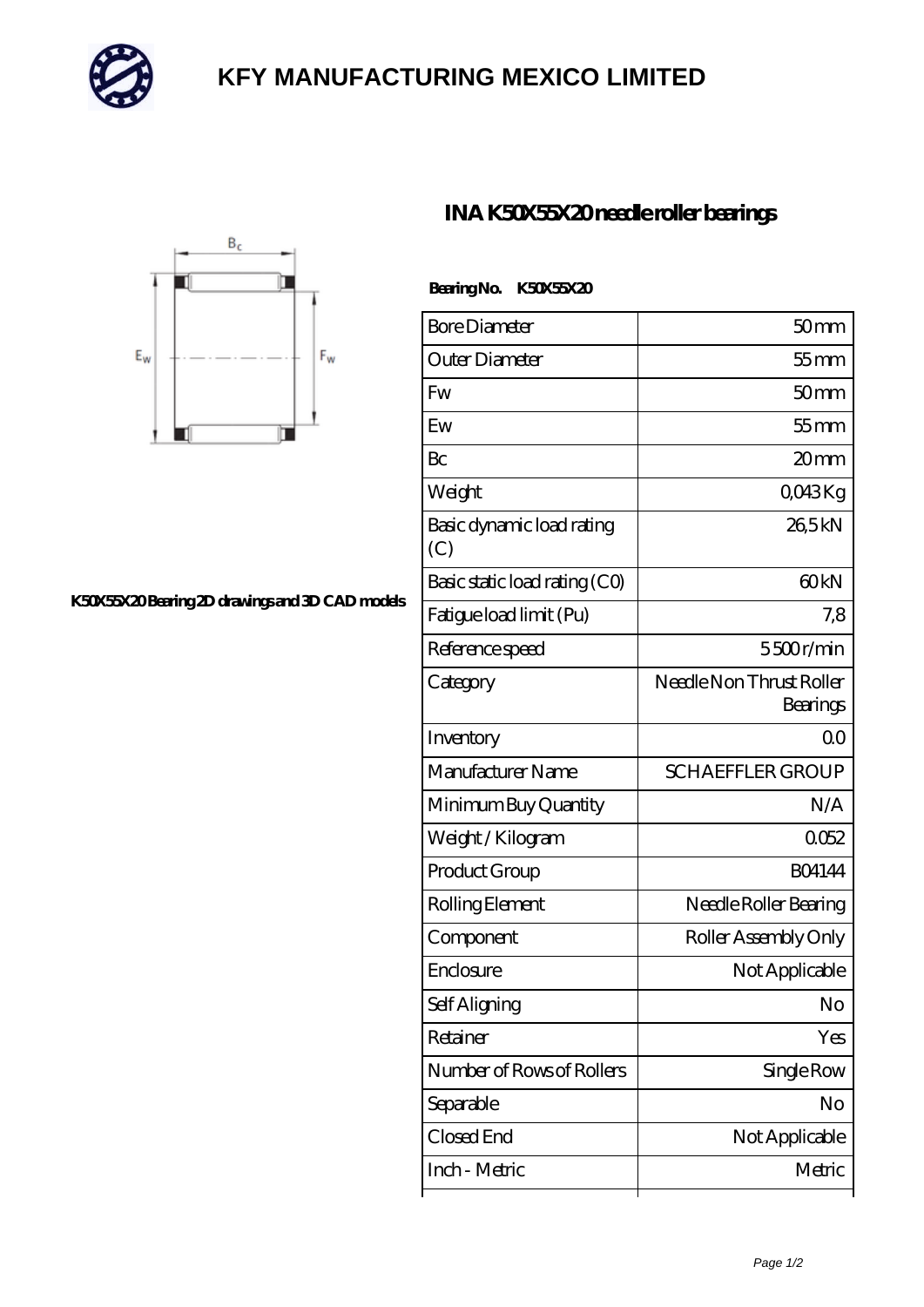# KFY MANUFACTURING MEXICO LIMITED

## INA K50X55X20 needle roller bearings

K50X55X20 Bearing 2D drawings and 3D CAD models

**Bearing No.** K50X55X20

| | |
|---|---|
| Bore Diameter | 50 mm |
| Outer Diameter | 55 mm |
| Fw | 50 mm |
| Ew | 55 mm |
| Bc | 20 mm |
| Weight | 0,043 Kg |
| Basic dynamic load rating (C) | 26,5 kN |
| Basic static load rating (C0) | 60 kN |
| Fatigue load limit (Pu) | 7,8 |
| Reference speed | 5 500 r/min |
| Category | Needle Non Thrust Roller Bearings |
| Inventory | 0.0 |
| Manufacturer Name | SCHAEFFLER GROUP |
| Minimum Buy Quantity | N/A |
| Weight / Kilogram | 0.052 |
| Product Group | B04144 |
| Rolling Element | Needle Roller Bearing |
| Component | Roller Assembly Only |
| Enclosure | Not Applicable |
| Self Aligning | No |
| Retainer | Yes |
| Number of Rows of Rollers | Single Row |
| Separable | No |
| Closed End | Not Applicable |
| Inch - Metric | Metric |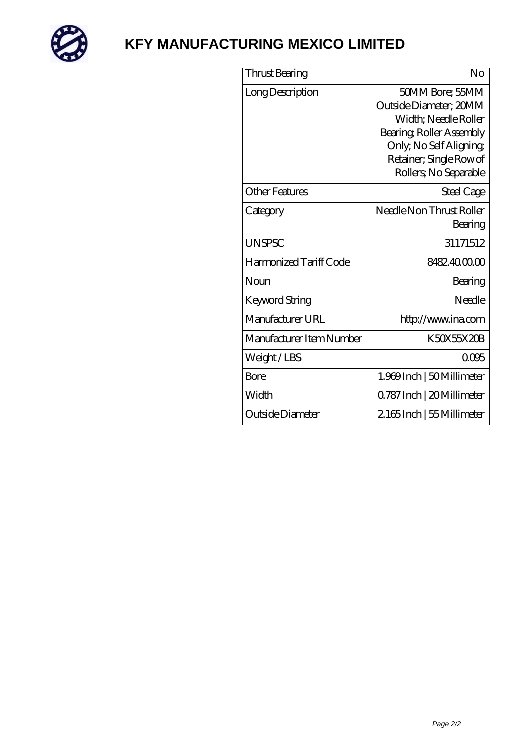# KFY MANUFACTURING MEXICO LIMITED

| | |
|---|---|
| Thrust Bearing | No |
| Long Description | 50MM Bore; 55MM Outside Diameter; 20MM Width; Needle Roller Bearing; Roller Assembly Only; No Self Aligning; Retainer; Single Row of Rollers; No Separable |
| Other Features | Steel Cage |
| Category | Needle Non Thrust Roller Bearing |
| UNSPSC | 31171512 |
| Harmonized Tariff Code | 8482.40.00.00 |
| Noun | Bearing |
| Keyword String | Needle |
| Manufacturer URL | http://www.ina.com |
| Manufacturer Item Number | K50X55X20B |
| Weight / LBS | 0.095 |
| Bore | 1.969 Inch \| 50 Millimeter |
| Width | 0.787 Inch \| 20 Millimeter |
| Outside Diameter | 2.165 Inch \| 55 Millimeter |